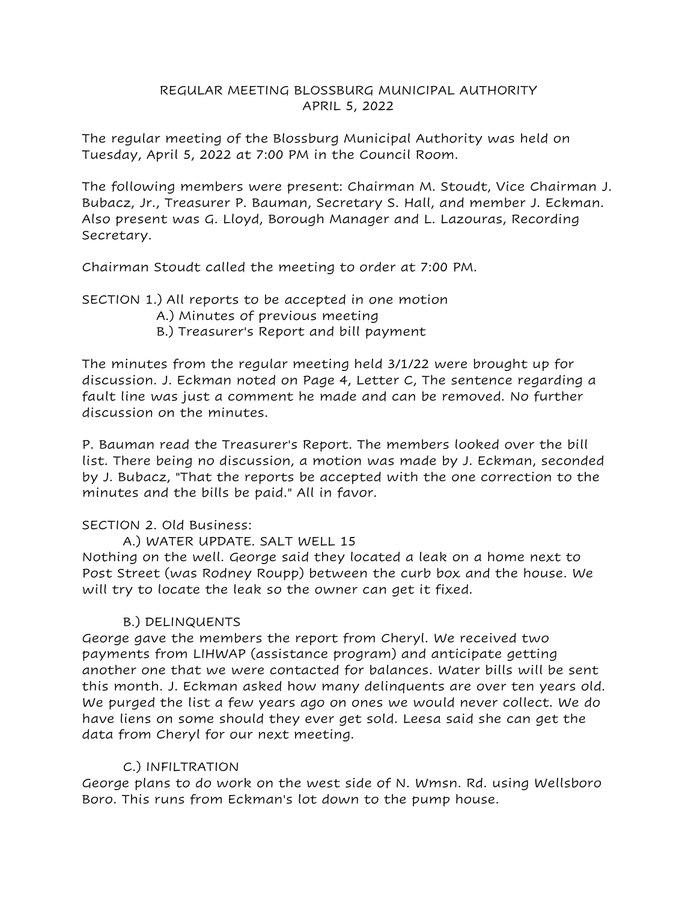# REGULAR MEETING BLOSSBURG MUNICIPAL AUTHORITY
## APRIL 5, 2022

The regular meeting of the Blossburg Municipal Authority was held on Tuesday, April 5, 2022 at 7:00 PM in the Council Room.

The following members were present: Chairman M. Stoudt, Vice Chairman J. Bubacz, Jr., Treasurer P. Bauman, Secretary S. Hall, and member J. Eckman. Also present was G. Lloyd, Borough Manager and L. Lazouras, Recording Secretary.

Chairman Stoudt called the meeting to order at 7:00 PM.

SECTION 1.) All reports to be accepted in one motion

- A.) Minutes of previous meeting
- B.) Treasurer's Report and bill payment

The minutes from the regular meeting held 3/1/22 were brought up for discussion. J. Eckman noted on Page 4, Letter C, The sentence regarding a fault line was just a comment he made and can be removed. No further discussion on the minutes.

P. Bauman read the Treasurer's Report. The members looked over the bill list. There being no discussion, a motion was made by J. Eckman, seconded by J. Bubacz, "That the reports be accepted with the one correction to the minutes and the bills be paid." All in favor.

SECTION 2. Old Business:

A.) WATER UPDATE. SALT WELL 15

Nothing on the well. George said they located a leak on a home next to Post Street (was Rodney Roupp) between the curb box and the house. We will try to locate the leak so the owner can get it fixed.

B.) DELINQUENTS

George gave the members the report from Cheryl. We received two payments from LIHWAP (assistance program) and anticipate getting another one that we were contacted for balances. Water bills will be sent this month. J. Eckman asked how many delinquents are over ten years old. We purged the list a few years ago on ones we would never collect. We do have liens on some should they ever get sold. Leesa said she can get the data from Cheryl for our next meeting.

C.) INFILTRATION

George plans to do work on the west side of N. Wmsn. Rd. using Wellsboro Boro. This runs from Eckman's lot down to the pump house.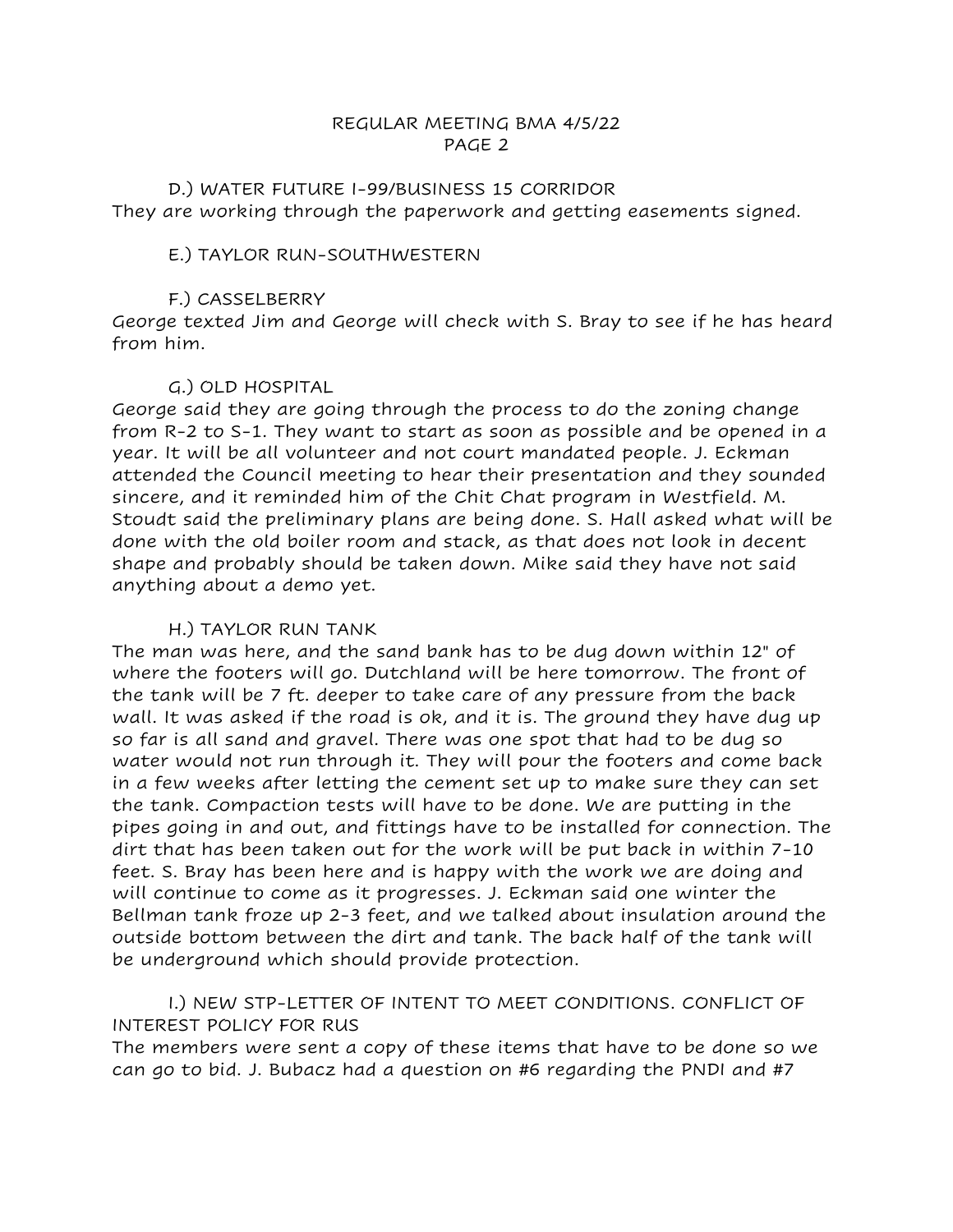D.) WATER FUTURE I-99/BUSINESS 15 CORRIDOR

They are working through the paperwork and getting easements signed.

E.) TAYLOR RUN-SOUTHWESTERN

F.) CASSELBERRY

George texted Jim and George will check with S. Bray to see if he has heard from him.

G.) OLD HOSPITAL

George said they are going through the process to do the zoning change from R-2 to S-1. They want to start as soon as possible and be opened in a year. It will be all volunteer and not court mandated people. J. Eckman attended the Council meeting to hear their presentation and they sounded sincere, and it reminded him of the Chit Chat program in Westfield. M. Stoudt said the preliminary plans are being done. S. Hall asked what will be done with the old boiler room and stack, as that does not look in decent shape and probably should be taken down. Mike said they have not said anything about a demo yet.

H.) TAYLOR RUN TANK

The man was here, and the sand bank has to be dug down within 12" of where the footers will go. Dutchland will be here tomorrow. The front of the tank will be 7 ft. deeper to take care of any pressure from the back wall. It was asked if the road is ok, and it is. The ground they have dug up so far is all sand and gravel. There was one spot that had to be dug so water would not run through it. They will pour the footers and come back in a few weeks after letting the cement set up to make sure they can set the tank. Compaction tests will have to be done. We are putting in the pipes going in and out, and fittings have to be installed for connection. The dirt that has been taken out for the work will be put back in within 7-10 feet. S. Bray has been here and is happy with the work we are doing and will continue to come as it progresses. J. Eckman said one winter the Bellman tank froze up 2-3 feet, and we talked about insulation around the outside bottom between the dirt and tank. The back half of the tank will be underground which should provide protection.

I.) NEW STP-LETTER OF INTENT TO MEET CONDITIONS. CONFLICT OF INTEREST POLICY FOR RUS

The members were sent a copy of these items that have to be done so we can go to bid. J. Bubacz had a question on #6 regarding the PNDI and #7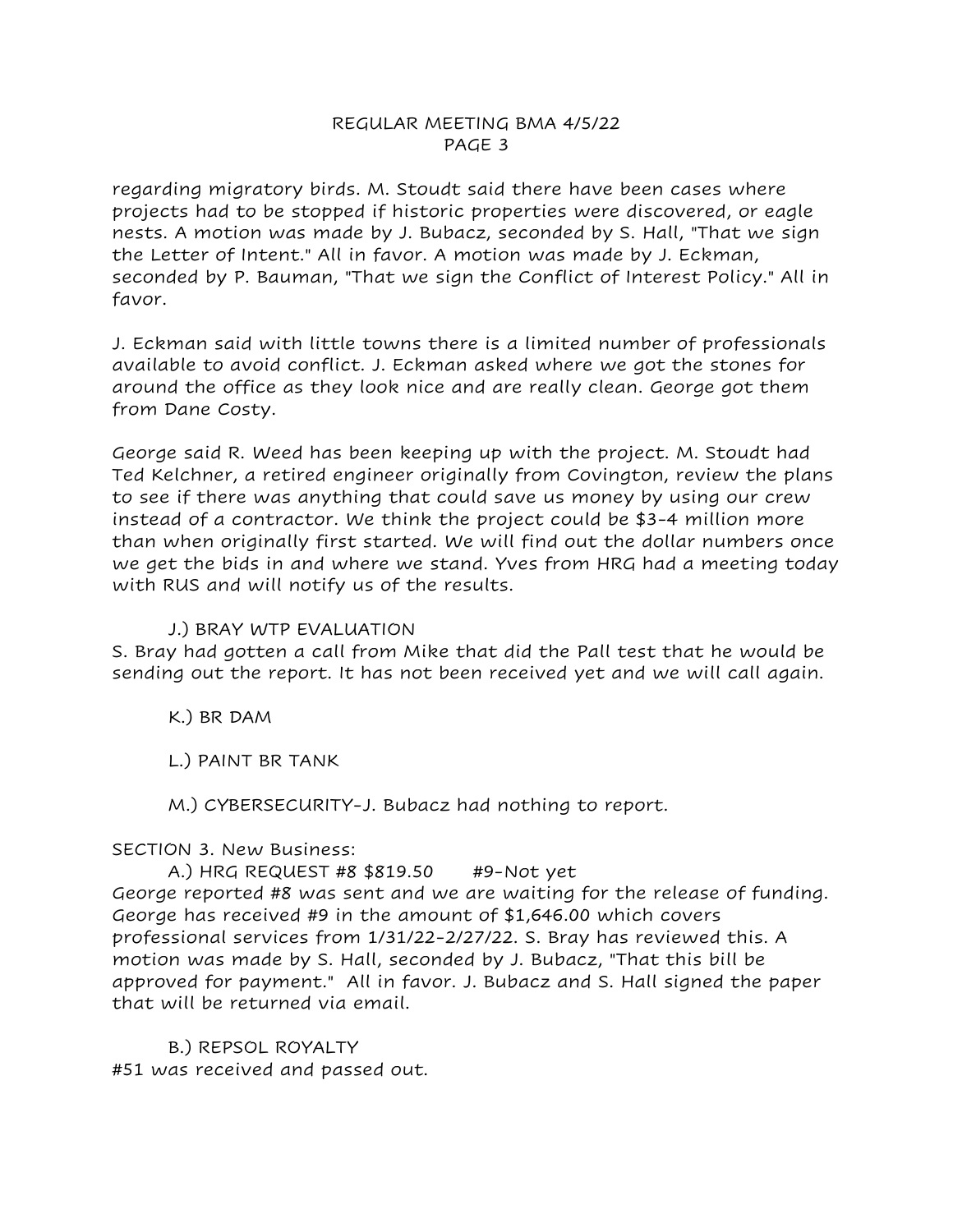regarding migratory birds. M. Stoudt said there have been cases where projects had to be stopped if historic properties were discovered, or eagle nests. A motion was made by J. Bubacz, seconded by S. Hall, "That we sign the Letter of Intent." All in favor. A motion was made by J. Eckman, seconded by P. Bauman, "That we sign the Conflict of Interest Policy." All in favor.

J. Eckman said with little towns there is a limited number of professionals available to avoid conflict. J. Eckman asked where we got the stones for around the office as they look nice and are really clean. George got them from Dane Costy.

George said R. Weed has been keeping up with the project. M. Stoudt had Ted Kelchner, a retired engineer originally from Covington, review the plans to see if there was anything that could save us money by using our crew instead of a contractor. We think the project could be $3-4 million more than when originally first started. We will find out the dollar numbers once we get the bids in and where we stand. Yves from HRG had a meeting today with RUS and will notify us of the results.

J.) BRAY WTP EVALUATION

S. Bray had gotten a call from Mike that did the Pall test that he would be sending out the report. It has not been received yet and we will call again.

K.) BR DAM

L.) PAINT BR TANK

M.) CYBERSECURITY-J. Bubacz had nothing to report.

SECTION 3. New Business:

A.) HRG REQUEST #8 $819.50 #9-Not yet

George reported #8 was sent and we are waiting for the release of funding. George has received #9 in the amount of $1,646.00 which covers professional services from 1/31/22-2/27/22. S. Bray has reviewed this. A motion was made by S. Hall, seconded by J. Bubacz, "That this bill be approved for payment." All in favor. J. Bubacz and S. Hall signed the paper that will be returned via email.

B.) REPSOL ROYALTY

#51 was received and passed out.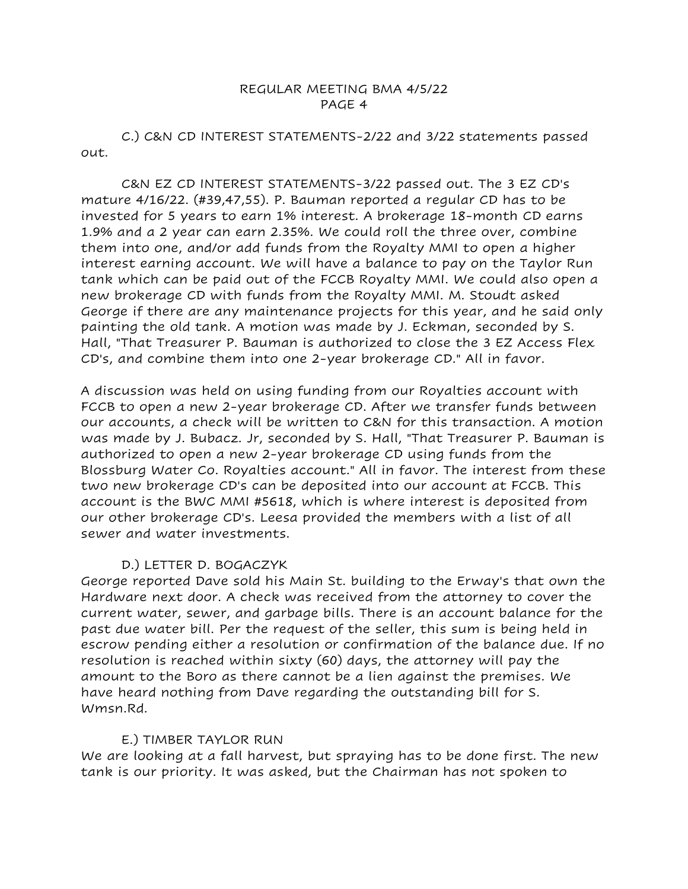C.) C&N CD INTEREST STATEMENTS-2/22 and 3/22 statements passed out.

C&N EZ CD INTEREST STATEMENTS-3/22 passed out. The 3 EZ CD's mature 4/16/22. (#39,47,55). P. Bauman reported a regular CD has to be invested for 5 years to earn 1% interest. A brokerage 18-month CD earns 1.9% and a 2 year can earn 2.35%. We could roll the three over, combine them into one, and/or add funds from the Royalty MMI to open a higher interest earning account. We will have a balance to pay on the Taylor Run tank which can be paid out of the FCCB Royalty MMI. We could also open a new brokerage CD with funds from the Royalty MMI. M. Stoudt asked George if there are any maintenance projects for this year, and he said only painting the old tank. A motion was made by J. Eckman, seconded by S. Hall, "That Treasurer P. Bauman is authorized to close the 3 EZ Access Flex CD's, and combine them into one 2-year brokerage CD." All in favor.

A discussion was held on using funding from our Royalties account with FCCB to open a new 2-year brokerage CD. After we transfer funds between our accounts, a check will be written to C&N for this transaction. A motion was made by J. Bubacz. Jr, seconded by S. Hall, "That Treasurer P. Bauman is authorized to open a new 2-year brokerage CD using funds from the Blossburg Water Co. Royalties account." All in favor. The interest from these two new brokerage CD's can be deposited into our account at FCCB. This account is the BWC MMI #5618, which is where interest is deposited from our other brokerage CD's. Leesa provided the members with a list of all sewer and water investments.

D.) LETTER D. BOGACZYK

George reported Dave sold his Main St. building to the Erway's that own the Hardware next door. A check was received from the attorney to cover the current water, sewer, and garbage bills. There is an account balance for the past due water bill. Per the request of the seller, this sum is being held in escrow pending either a resolution or confirmation of the balance due. If no resolution is reached within sixty (60) days, the attorney will pay the amount to the Boro as there cannot be a lien against the premises. We have heard nothing from Dave regarding the outstanding bill for S. Wmsn.Rd.

E.) TIMBER TAYLOR RUN

We are looking at a fall harvest, but spraying has to be done first. The new tank is our priority. It was asked, but the Chairman has not spoken to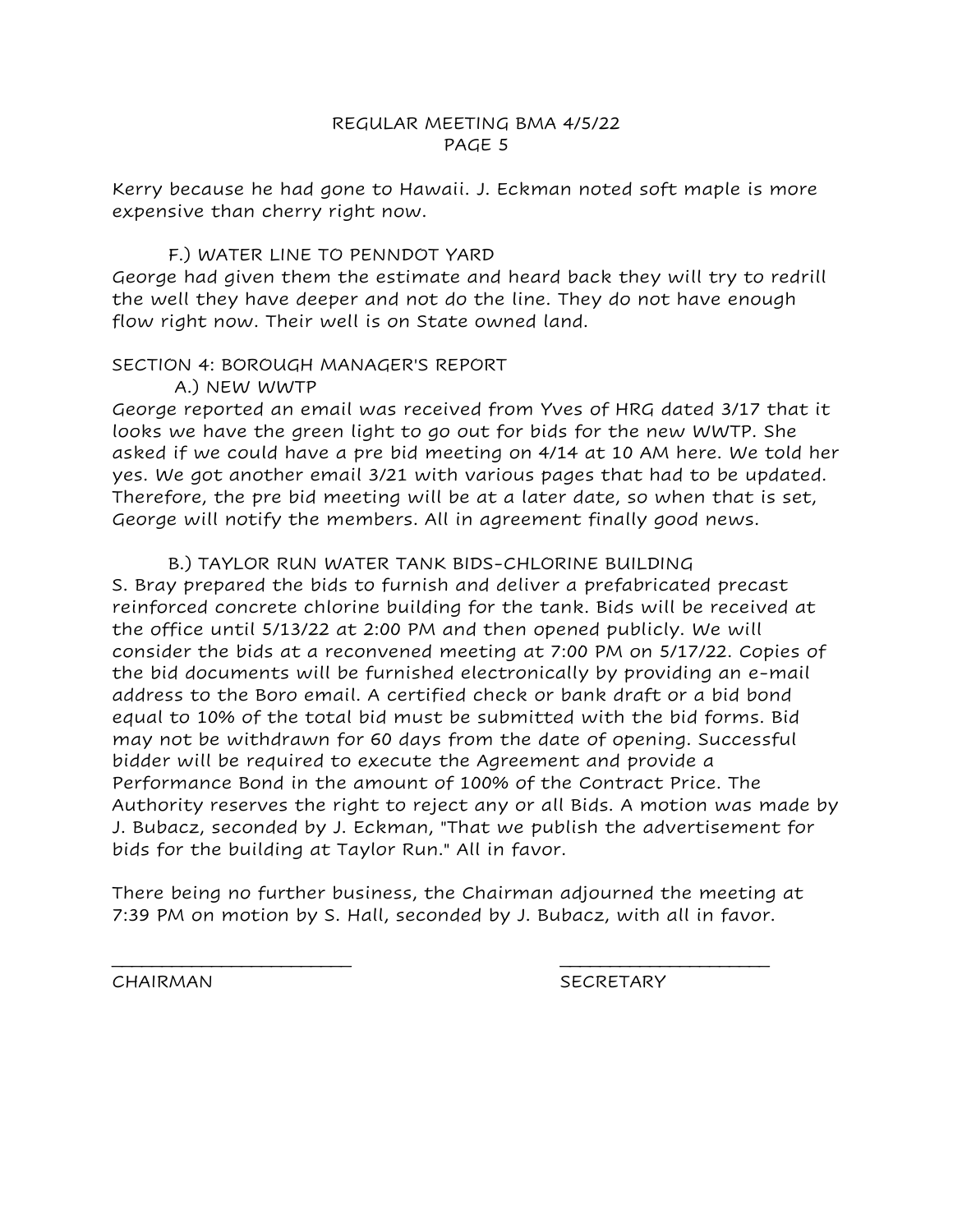Kerry because he had gone to Hawaii. J. Eckman noted soft maple is more expensive than cherry right now.

F.) WATER LINE TO PENNDOT YARD

George had given them the estimate and heard back they will try to redrill the well they have deeper and not do the line. They do not have enough flow right now. Their well is on State owned land.

SECTION 4: BOROUGH MANAGER'S REPORT

A.) NEW WWTP

George reported an email was received from Yves of HRG dated 3/17 that it looks we have the green light to go out for bids for the new WWTP. She asked if we could have a pre bid meeting on 4/14 at 10 AM here. We told her yes. We got another email 3/21 with various pages that had to be updated. Therefore, the pre bid meeting will be at a later date, so when that is set, George will notify the members. All in agreement finally good news.

B.) TAYLOR RUN WATER TANK BIDS-CHLORINE BUILDING

S. Bray prepared the bids to furnish and deliver a prefabricated precast reinforced concrete chlorine building for the tank. Bids will be received at the office until 5/13/22 at 2:00 PM and then opened publicly. We will consider the bids at a reconvened meeting at 7:00 PM on 5/17/22. Copies of the bid documents will be furnished electronically by providing an e-mail address to the Boro email. A certified check or bank draft or a bid bond equal to 10% of the total bid must be submitted with the bid forms. Bid may not be withdrawn for 60 days from the date of opening. Successful bidder will be required to execute the Agreement and provide a Performance Bond in the amount of 100% of the Contract Price. The Authority reserves the right to reject any or all Bids. A motion was made by J. Bubacz, seconded by J. Eckman, "That we publish the advertisement for bids for the building at Taylor Run." All in favor.

There being no further business, the Chairman adjourned the meeting at 7:39 PM on motion by S. Hall, seconded by J. Bubacz, with all in favor.

\_\_\_\_\_\_\_\_\_\_\_\_\_\_\_\_\_\_\_\_\_\_\_\_ \_\_\_\_\_\_\_\_\_\_\_\_\_\_\_\_\_\_\_\_\_\_\_\_

CHAIRMAN SECRETARY